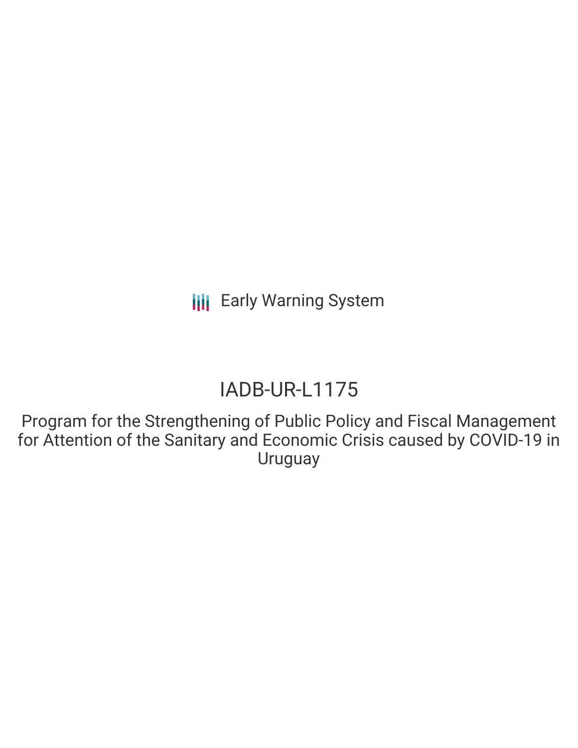Early Warning System

# IADB-UR-L1175

## Program for the Strengthening of Public Policy and Fiscal Management for Attention of the Sanitary and Economic Crisis caused by COVID-19 in Uruguay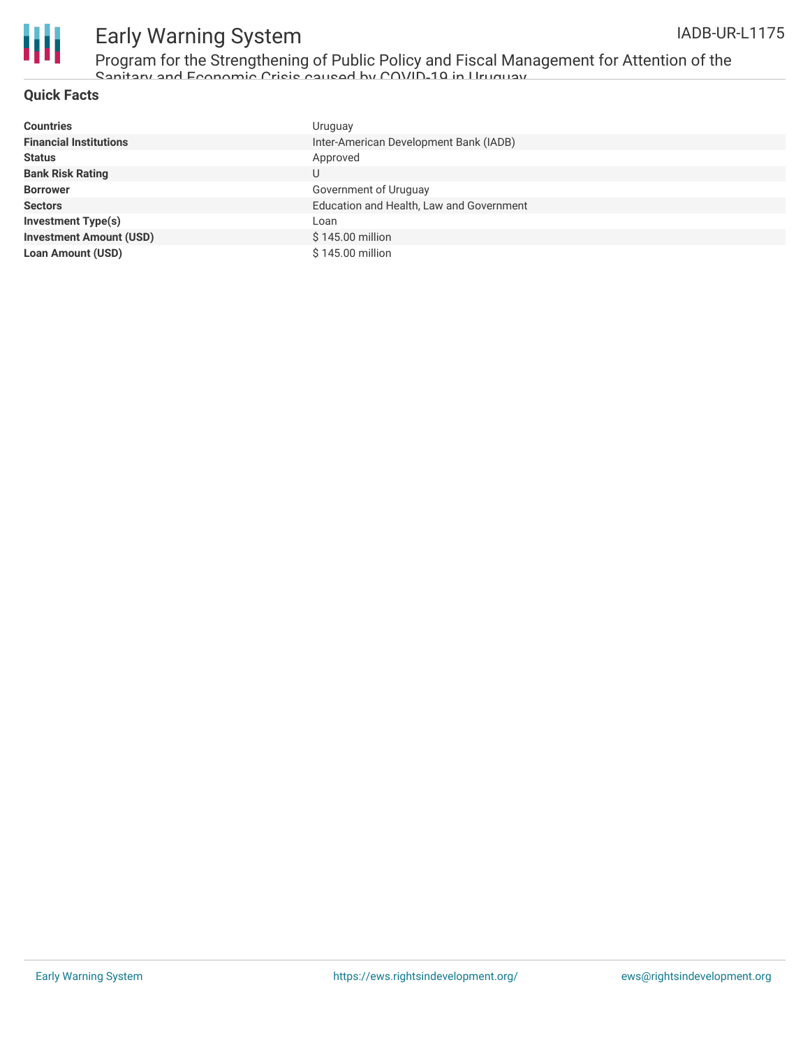## Quick Facts

| | |
|---|---|
| **Countries** | Uruguay |
| **Financial Institutions** | Inter-American Development Bank (IADB) |
| **Status** | Approved |
| **Bank Risk Rating** | U |
| **Borrower** | Government of Uruguay |
| **Sectors** | Education and Health, Law and Government |
| **Investment Type(s)** | Loan |
| **Investment Amount (USD)** | $ 145.00 million |
| **Loan Amount (USD)** | $ 145.00 million |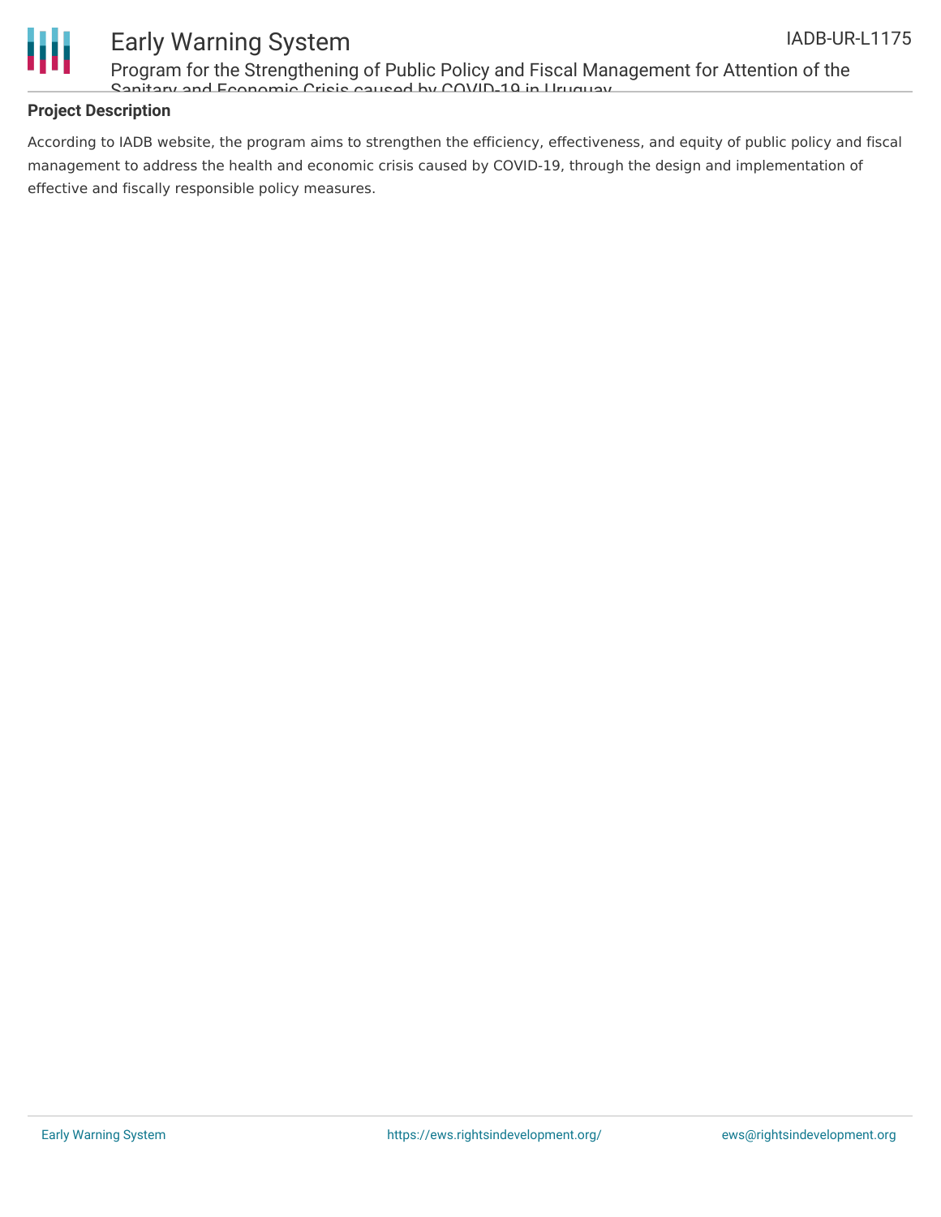## Project Description

According to IADB website, the program aims to strengthen the efficiency, effectiveness, and equity of public policy and fiscal management to address the health and economic crisis caused by COVID-19, through the design and implementation of effective and fiscally responsible policy measures.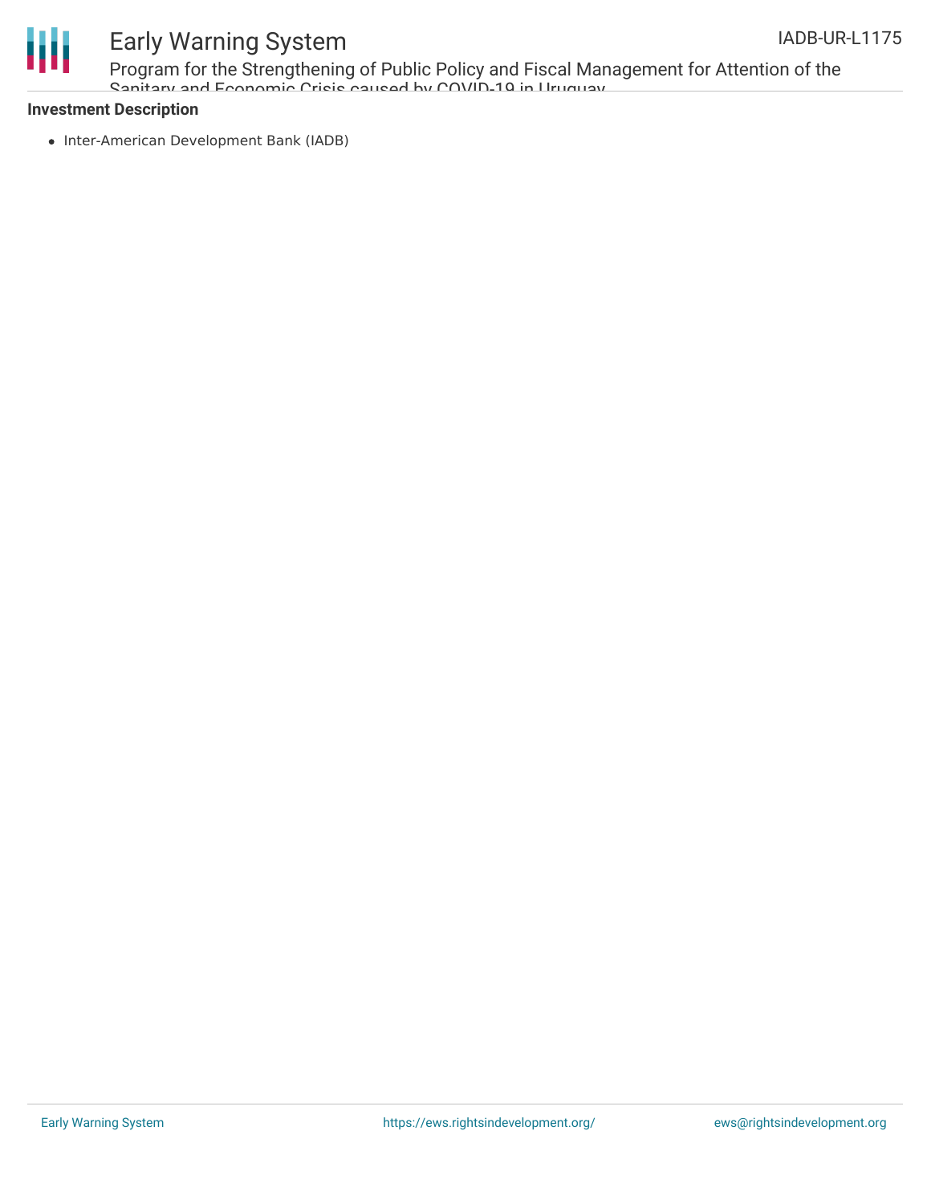**Investment Description**

- Inter-American Development Bank (IADB)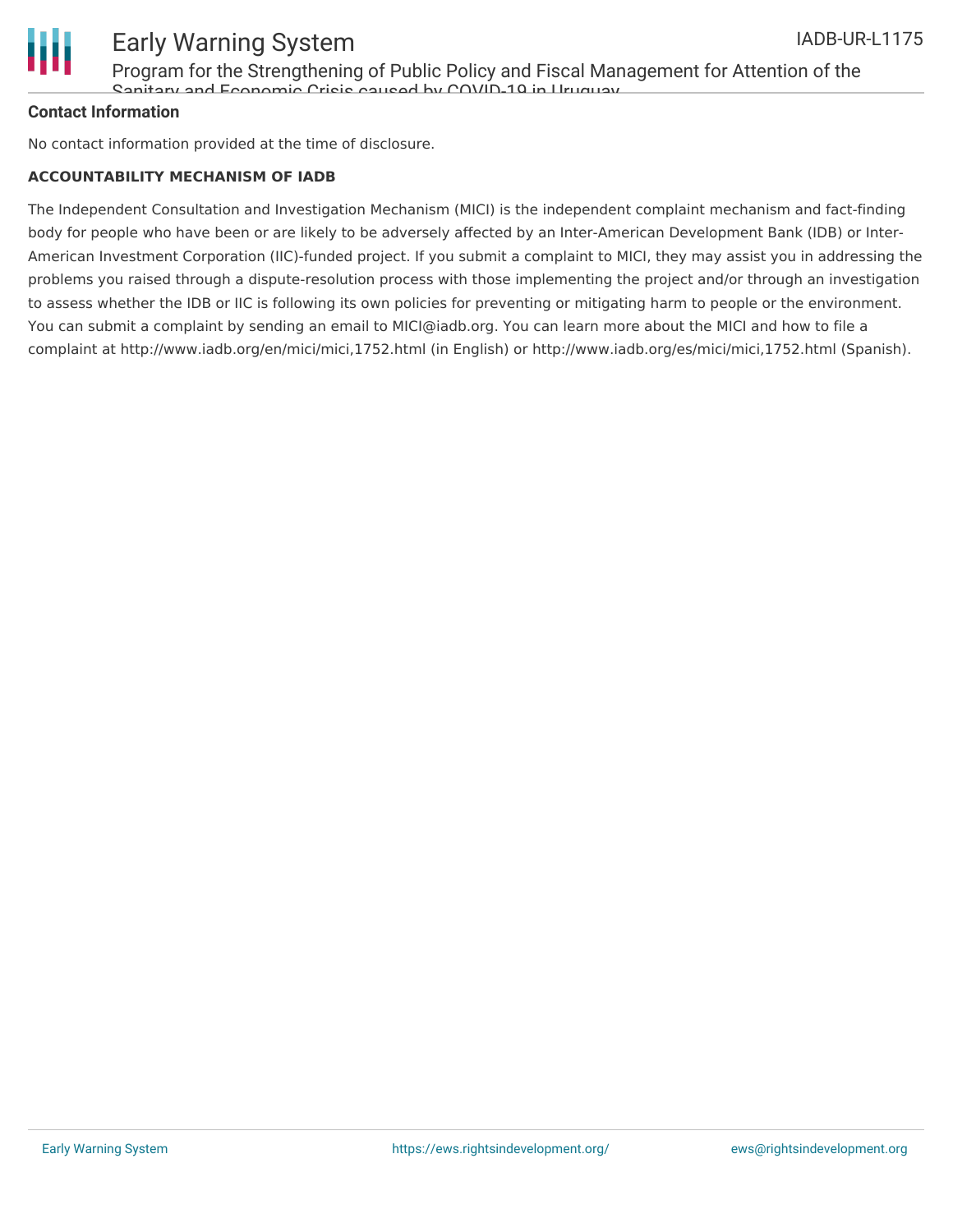## Contact Information

No contact information provided at the time of disclosure.

### ACCOUNTABILITY MECHANISM OF IADB

The Independent Consultation and Investigation Mechanism (MICI) is the independent complaint mechanism and fact-finding body for people who have been or are likely to be adversely affected by an Inter-American Development Bank (IDB) or Inter-American Investment Corporation (IIC)-funded project. If you submit a complaint to MICI, they may assist you in addressing the problems you raised through a dispute-resolution process with those implementing the project and/or through an investigation to assess whether the IDB or IIC is following its own policies for preventing or mitigating harm to people or the environment. You can submit a complaint by sending an email to MICI@iadb.org. You can learn more about the MICI and how to file a complaint at http://www.iadb.org/en/mici/mici,1752.html (in English) or http://www.iadb.org/es/mici/mici,1752.html (Spanish).